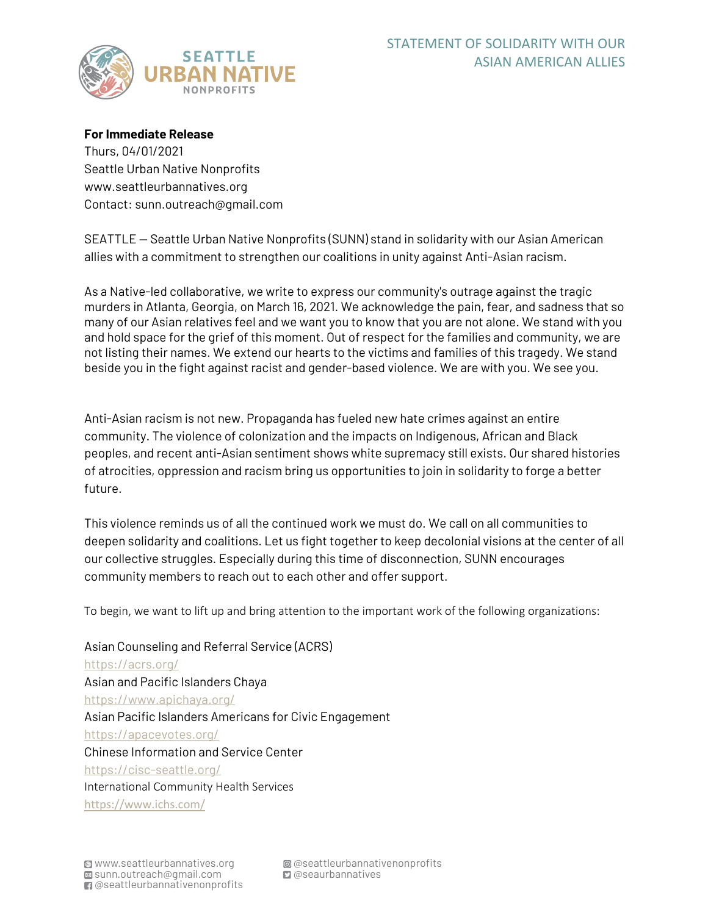# STATEMENT OF SOLIDARITY WITH OUR ASIAN AMERICAN ALLIES

Seattle Urban Native Nonprofits

**For Immediate Release**
Thurs, 04/01/2021
Seattle Urban Native Nonprofits
www.seattleurbannatives.org
Contact: sunn.outreach@gmail.com

SEATTLE — Seattle Urban Native Nonprofits (SUNN) stand in solidarity with our Asian American allies with a commitment to strengthen our coalitions in unity against Anti-Asian racism.

As a Native-led collaborative, we write to express our community's outrage against the tragic murders in Atlanta, Georgia, on March 16, 2021. We acknowledge the pain, fear, and sadness that so many of our Asian relatives feel and we want you to know that you are not alone. We stand with you and hold space for the grief of this moment. Out of respect for the families and community, we are not listing their names. We extend our hearts to the victims and families of this tragedy. We stand beside you in the fight against racist and gender-based violence. We are with you. We see you.

Anti-Asian racism is not new. Propaganda has fueled new hate crimes against an entire community. The violence of colonization and the impacts on Indigenous, African and Black peoples, and recent anti-Asian sentiment shows white supremacy still exists. Our shared histories of atrocities, oppression and racism bring us opportunities to join in solidarity to forge a better future.

This violence reminds us of all the continued work we must do. We call on all communities to deepen solidarity and coalitions. Let us fight together to keep decolonial visions at the center of all our collective struggles. Especially during this time of disconnection, SUNN encourages community members to reach out to each other and offer support.

To begin, we want to lift up and bring attention to the important work of the following organizations:

Asian Counseling and Referral Service (ACRS)
https://acrs.org/
Asian and Pacific Islanders Chaya
https://www.apichaya.org/
Asian Pacific Islanders Americans for Civic Engagement
https://apacevotes.org/
Chinese Information and Service Center
https://cisc-seattle.org/
International Community Health Services
https://www.ichs.com/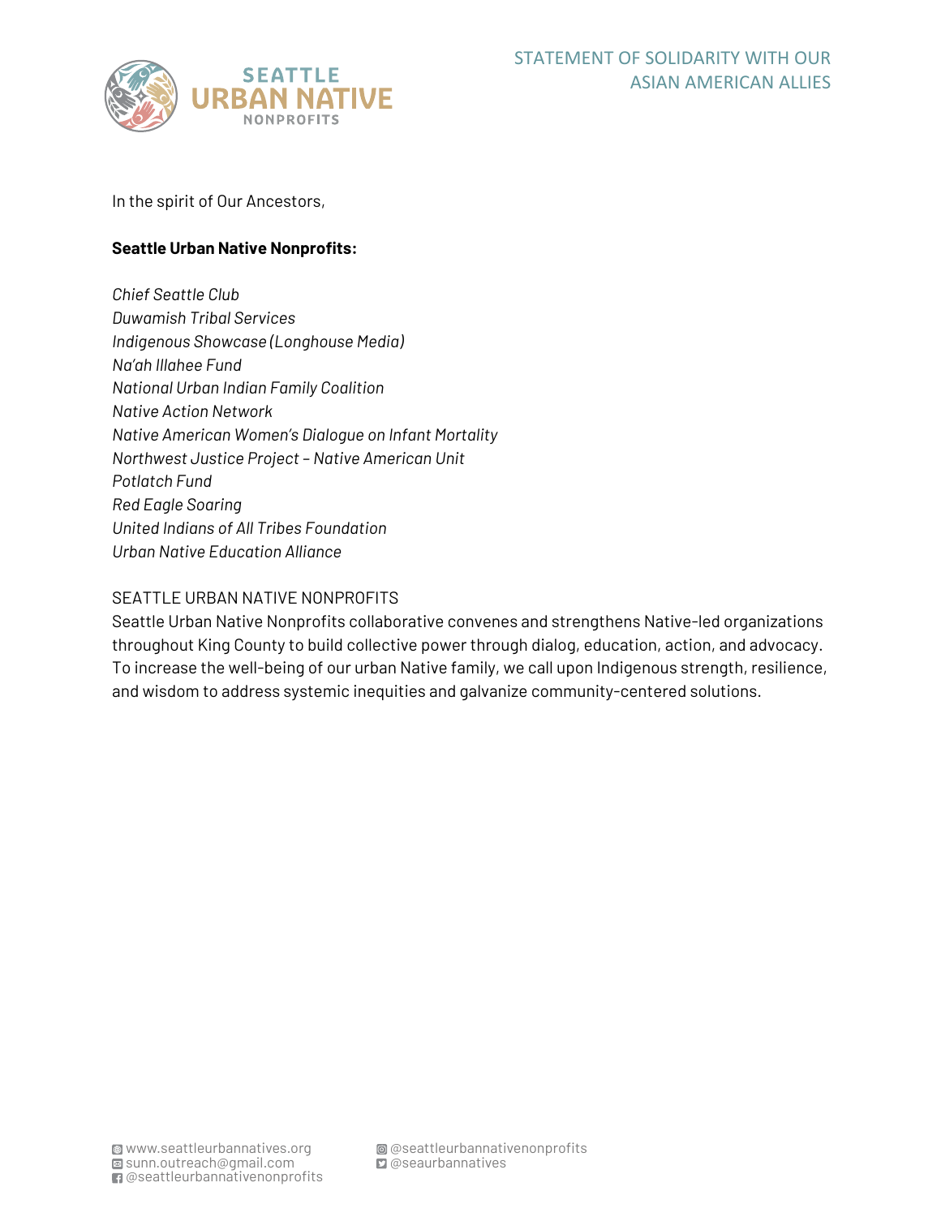In the spirit of Our Ancestors,

**Seattle Urban Native Nonprofits:**

*Chief Seattle Club*
*Duwamish Tribal Services*
*Indigenous Showcase (Longhouse Media)*
*Na'ah Illahee Fund*
*National Urban Indian Family Coalition*
*Native Action Network*
*Native American Women's Dialogue on Infant Mortality*
*Northwest Justice Project – Native American Unit*
*Potlatch Fund*
*Red Eagle Soaring*
*United Indians of All Tribes Foundation*
*Urban Native Education Alliance*

SEATTLE URBAN NATIVE NONPROFITS
Seattle Urban Native Nonprofits collaborative convenes and strengthens Native-led organizations throughout King County to build collective power through dialog, education, action, and advocacy. To increase the well-being of our urban Native family, we call upon Indigenous strength, resilience, and wisdom to address systemic inequities and galvanize community-centered solutions.

www.seattleurbannatives.org
sunn.outreach@gmail.com
@seattleurbannativenonprofits
@seattleurbannativenonprofits
@seaurbannatives